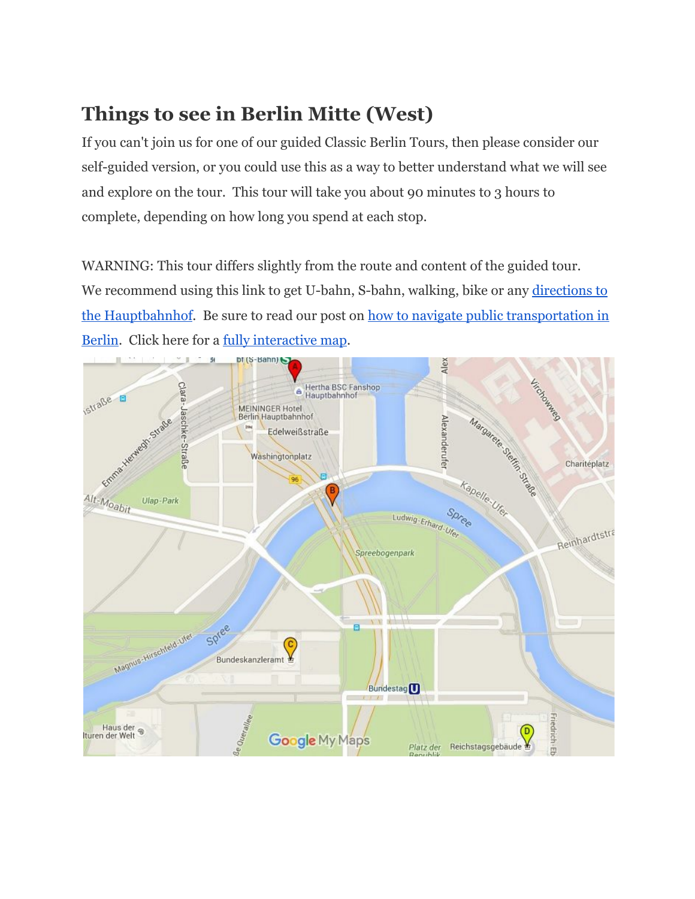# Things to see in Berlin Mitte (West)

If you can't join us for one of our guided Classic Berlin Tours, then please consider our self-guided version, or you could use this as a way to better understand what we will see and explore on the tour. This tour will take you about 90 minutes to 3 hours to complete, depending on how long you spend at each stop.

WARNING: This tour differs slightly from the route and content of the guided tour. We recommend using this link to get U-bahn, S-bahn, walking, bike or any directions to the Hauptbahnhof. Be sure to read our post on how to navigate public transportation in Berlin. Click here for a fully interactive map.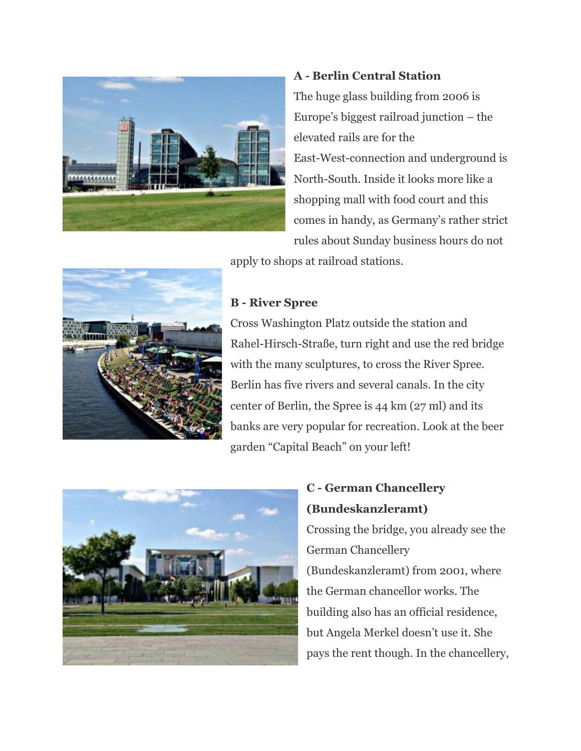**A - Berlin Central Station**

The huge glass building from 2006 is Europe's biggest railroad junction – the elevated rails are for the East-West-connection and underground is North-South. Inside it looks more like a shopping mall with food court and this comes in handy, as Germany's rather strict rules about Sunday business hours do not apply to shops at railroad stations.

**B - River Spree**

Cross Washington Platz outside the station and Rahel-Hirsch-Straße, turn right and use the red bridge with the many sculptures, to cross the River Spree. Berlin has five rivers and several canals. In the city center of Berlin, the Spree is 44 km (27 ml) and its banks are very popular for recreation. Look at the beer garden "Capital Beach" on your left!

**C - German Chancellery (Bundeskanzleramt)**

Crossing the bridge, you already see the German Chancellery (Bundeskanzleramt) from 2001, where the German chancellor works. The building also has an official residence, but Angela Merkel doesn't use it. She pays the rent though. In the chancellery,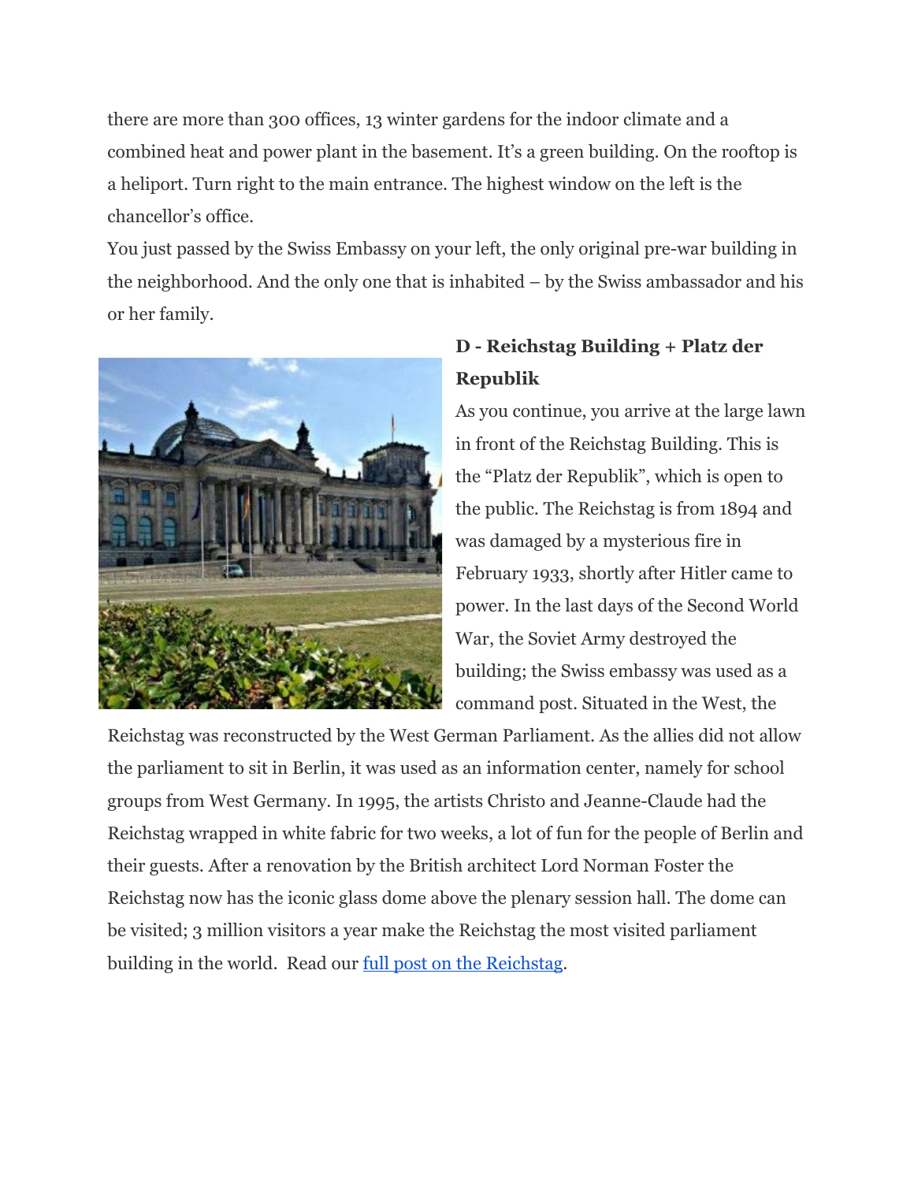there are more than 300 offices, 13 winter gardens for the indoor climate and a combined heat and power plant in the basement. It's a green building. On the rooftop is a heliport. Turn right to the main entrance. The highest window on the left is the chancellor's office.

You just passed by the Swiss Embassy on your left, the only original pre-war building in the neighborhood. And the only one that is inhabited – by the Swiss ambassador and his or her family.

### D - Reichstag Building + Platz der Republik

As you continue, you arrive at the large lawn in front of the Reichstag Building. This is the "Platz der Republik", which is open to the public. The Reichstag is from 1894 and was damaged by a mysterious fire in February 1933, shortly after Hitler came to power. In the last days of the Second World War, the Soviet Army destroyed the building; the Swiss embassy was used as a command post. Situated in the West, the Reichstag was reconstructed by the West German Parliament. As the allies did not allow the parliament to sit in Berlin, it was used as an information center, namely for school groups from West Germany. In 1995, the artists Christo and Jeanne-Claude had the Reichstag wrapped in white fabric for two weeks, a lot of fun for the people of Berlin and their guests. After a renovation by the British architect Lord Norman Foster the Reichstag now has the iconic glass dome above the plenary session hall. The dome can be visited; 3 million visitors a year make the Reichstag the most visited parliament building in the world. Read our full post on the Reichstag.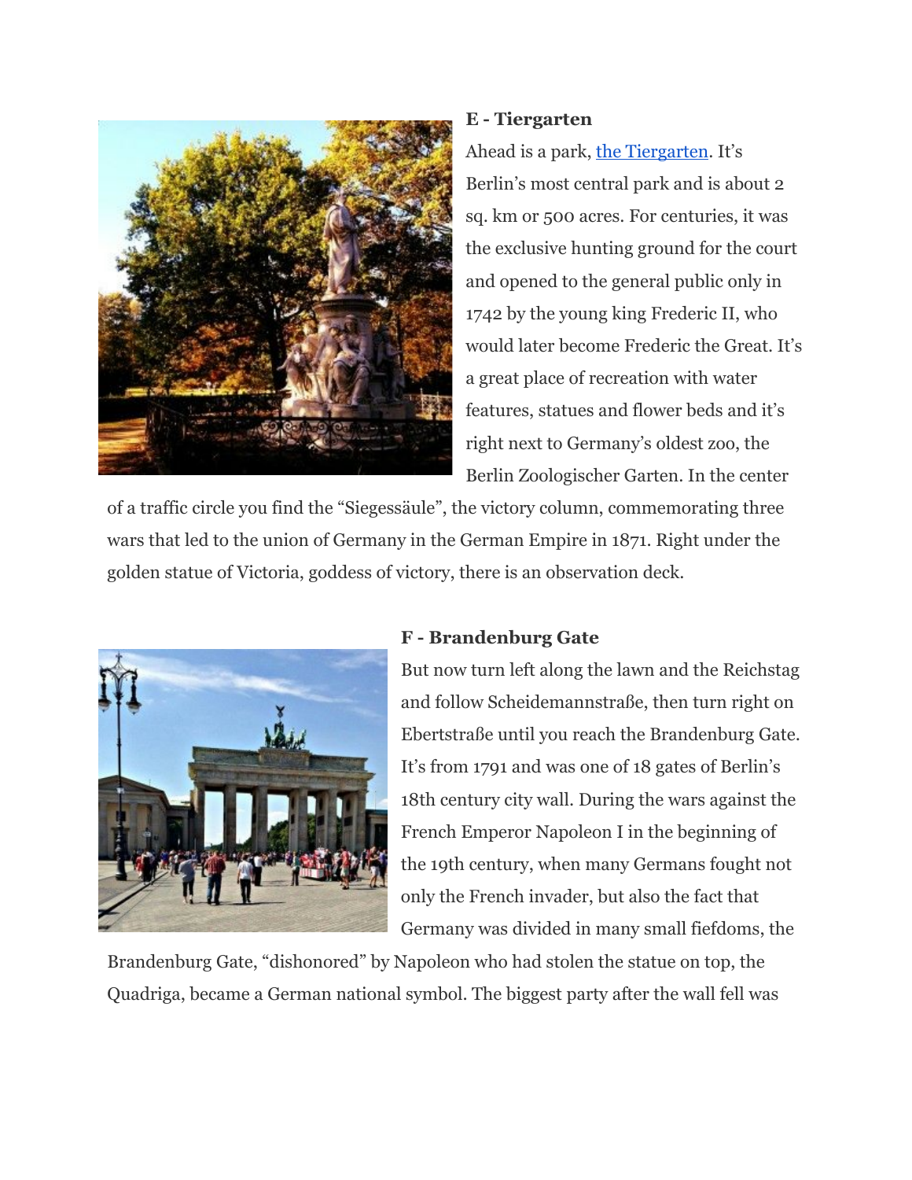**E - Tiergarten**

Ahead is a park, [the Tiergarten](). It's Berlin's most central park and is about 2 sq. km or 500 acres. For centuries, it was the exclusive hunting ground for the court and opened to the general public only in 1742 by the young king Frederic II, who would later become Frederic the Great. It's a great place of recreation with water features, statues and flower beds and it's right next to Germany's oldest zoo, the Berlin Zoologischer Garten. In the center of a traffic circle you find the "Siegessäule", the victory column, commemorating three wars that led to the union of Germany in the German Empire in 1871. Right under the golden statue of Victoria, goddess of victory, there is an observation deck.

**F - Brandenburg Gate**

But now turn left along the lawn and the Reichstag and follow Scheidemannstraße, then turn right on Ebertstraße until you reach the Brandenburg Gate. It's from 1791 and was one of 18 gates of Berlin's 18th century city wall. During the wars against the French Emperor Napoleon I in the beginning of the 19th century, when many Germans fought not only the French invader, but also the fact that Germany was divided in many small fiefdoms, the Brandenburg Gate, "dishonored" by Napoleon who had stolen the statue on top, the Quadriga, became a German national symbol. The biggest party after the wall fell was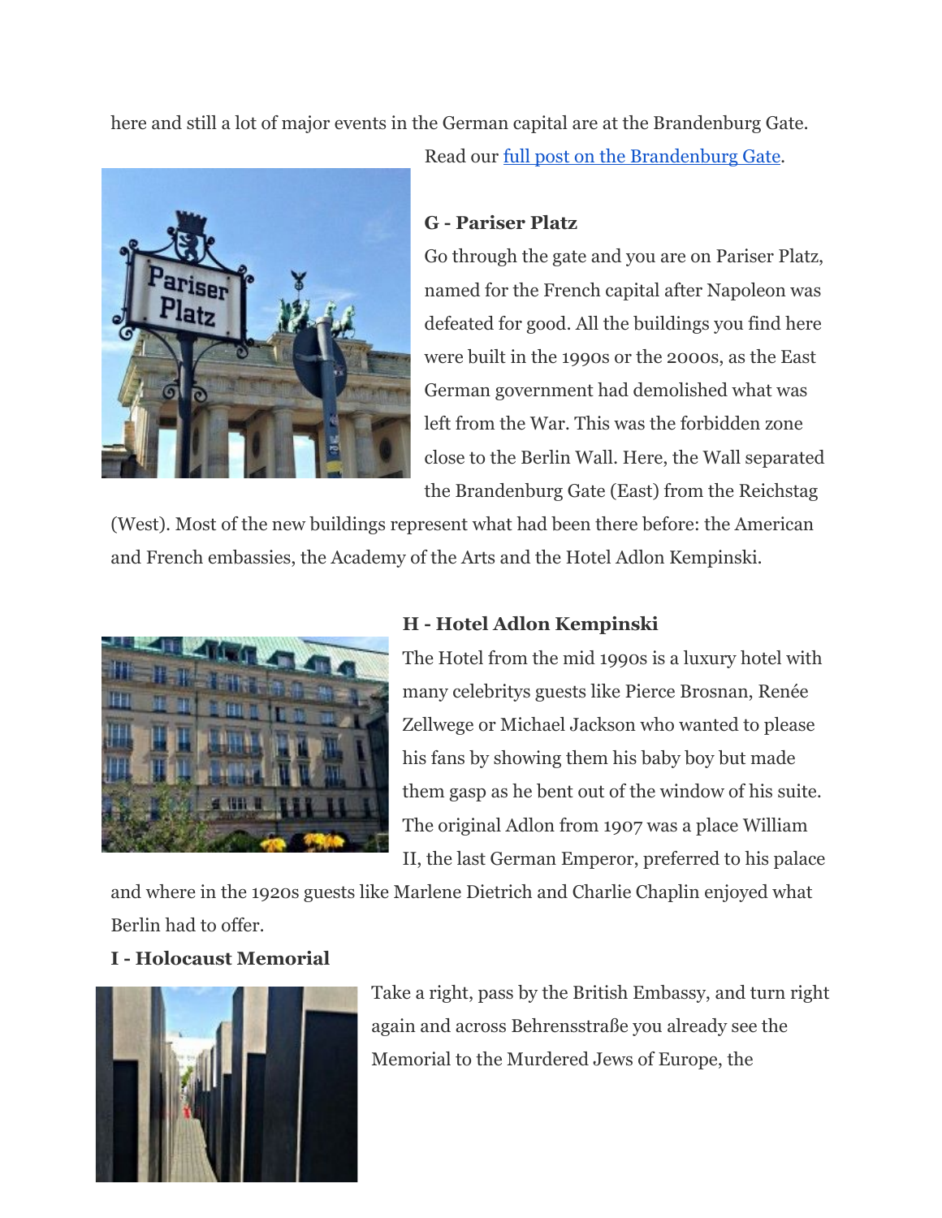here and still a lot of major events in the German capital are at the Brandenburg Gate. Read our [full post on the Brandenburg Gate](#).

**G - Pariser Platz**

Go through the gate and you are on Pariser Platz, named for the French capital after Napoleon was defeated for good. All the buildings you find here were built in the 1990s or the 2000s, as the East German government had demolished what was left from the War. This was the forbidden zone close to the Berlin Wall. Here, the Wall separated the Brandenburg Gate (East) from the Reichstag (West). Most of the new buildings represent what had been there before: the American and French embassies, the Academy of the Arts and the Hotel Adlon Kempinski.

**H - Hotel Adlon Kempinski**

The Hotel from the mid 1990s is a luxury hotel with many celebritys guests like Pierce Brosnan, Renée Zellwege or Michael Jackson who wanted to please his fans by showing them his baby boy but made them gasp as he bent out of the window of his suite. The original Adlon from 1907 was a place William II, the last German Emperor, preferred to his palace and where in the 1920s guests like Marlene Dietrich and Charlie Chaplin enjoyed what Berlin had to offer.

**I - Holocaust Memorial**

Take a right, pass by the British Embassy, and turn right again and across Behrensstraße you already see the Memorial to the Murdered Jews of Europe, the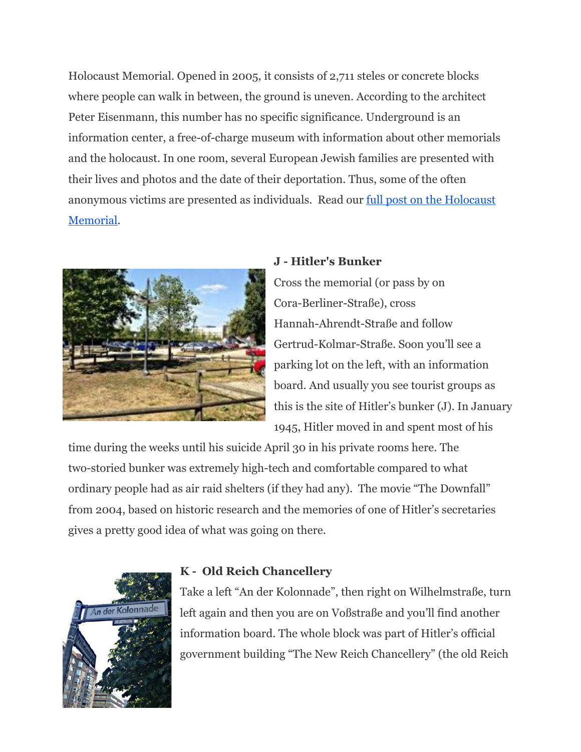Holocaust Memorial. Opened in 2005, it consists of 2,711 steles or concrete blocks where people can walk in between, the ground is uneven. According to the architect Peter Eisenmann, this number has no specific significance. Underground is an information center, a free-of-charge museum with information about other memorials and the holocaust. In one room, several European Jewish families are presented with their lives and photos and the date of their deportation. Thus, some of the often anonymous victims are presented as individuals. Read our full post on the Holocaust Memorial.

### J - Hitler's Bunker

Cross the memorial (or pass by on Cora-Berliner-Straße), cross Hannah-Ahrendt-Straße and follow Gertrud-Kolmar-Straße. Soon you'll see a parking lot on the left, with an information board. And usually you see tourist groups as this is the site of Hitler's bunker (J). In January 1945, Hitler moved in and spent most of his time during the weeks until his suicide April 30 in his private rooms here. The two-storied bunker was extremely high-tech and comfortable compared to what ordinary people had as air raid shelters (if they had any). The movie "The Downfall" from 2004, based on historic research and the memories of one of Hitler's secretaries gives a pretty good idea of what was going on there.

### K - Old Reich Chancellery

Take a left "An der Kolonnade", then right on Wilhelmstraße, turn left again and then you are on Voßstraße and you'll find another information board. The whole block was part of Hitler's official government building "The New Reich Chancellery" (the old Reich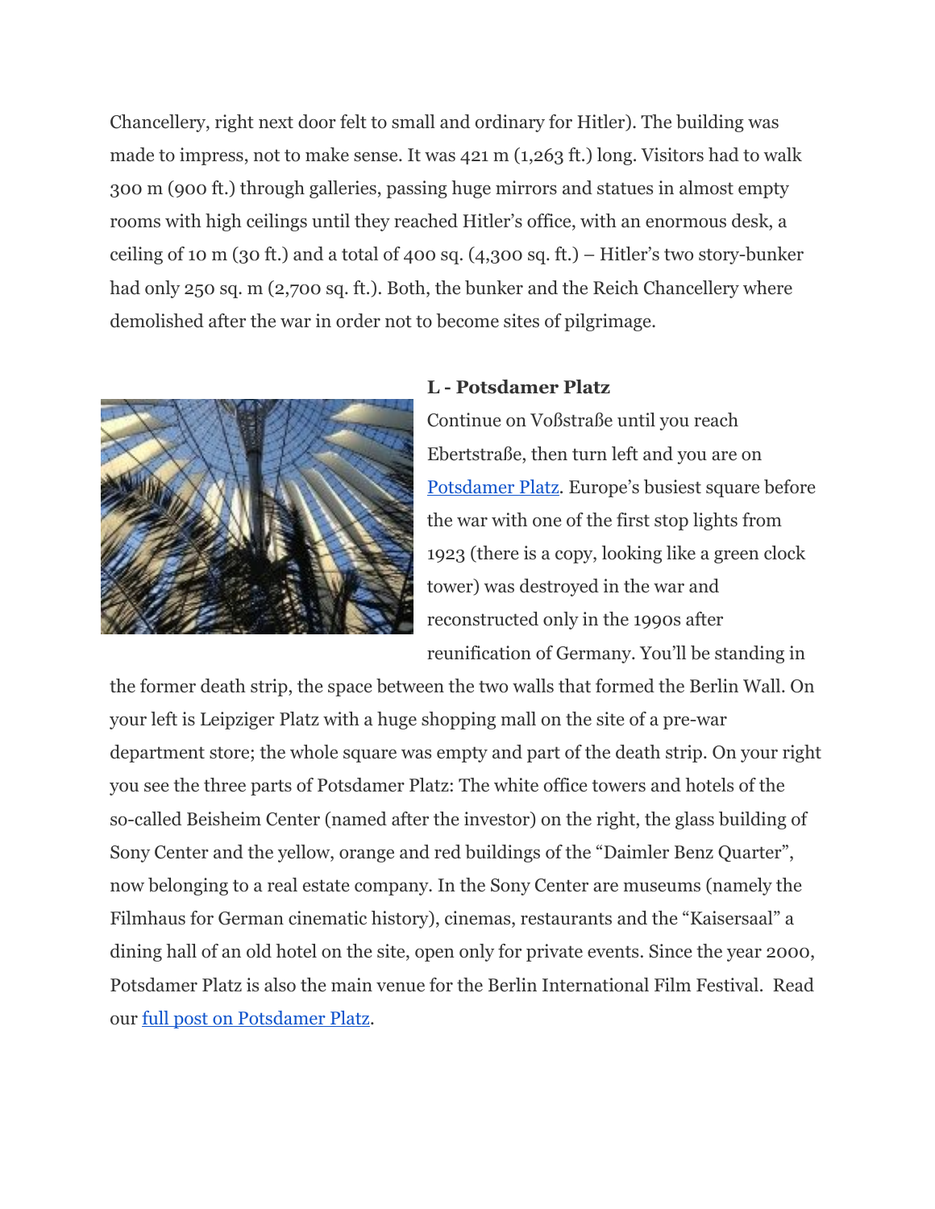Chancellery, right next door felt to small and ordinary for Hitler). The building was made to impress, not to make sense. It was 421 m (1,263 ft.) long. Visitors had to walk 300 m (900 ft.) through galleries, passing huge mirrors and statues in almost empty rooms with high ceilings until they reached Hitler's office, with an enormous desk, a ceiling of 10 m (30 ft.) and a total of 400 sq. (4,300 sq. ft.) – Hitler's two story-bunker had only 250 sq. m (2,700 sq. ft.). Both, the bunker and the Reich Chancellery where demolished after the war in order not to become sites of pilgrimage.

**L - Potsdamer Platz**

Continue on Voßstraße until you reach Ebertstraße, then turn left and you are on Potsdamer Platz. Europe's busiest square before the war with one of the first stop lights from 1923 (there is a copy, looking like a green clock tower) was destroyed in the war and reconstructed only in the 1990s after reunification of Germany. You'll be standing in the former death strip, the space between the two walls that formed the Berlin Wall. On your left is Leipziger Platz with a huge shopping mall on the site of a pre-war department store; the whole square was empty and part of the death strip. On your right you see the three parts of Potsdamer Platz: The white office towers and hotels of the so-called Beisheim Center (named after the investor) on the right, the glass building of Sony Center and the yellow, orange and red buildings of the "Daimler Benz Quarter", now belonging to a real estate company. In the Sony Center are museums (namely the Filmhaus for German cinematic history), cinemas, restaurants and the "Kaisersaal" a dining hall of an old hotel on the site, open only for private events. Since the year 2000, Potsdamer Platz is also the main venue for the Berlin International Film Festival. Read our full post on Potsdamer Platz.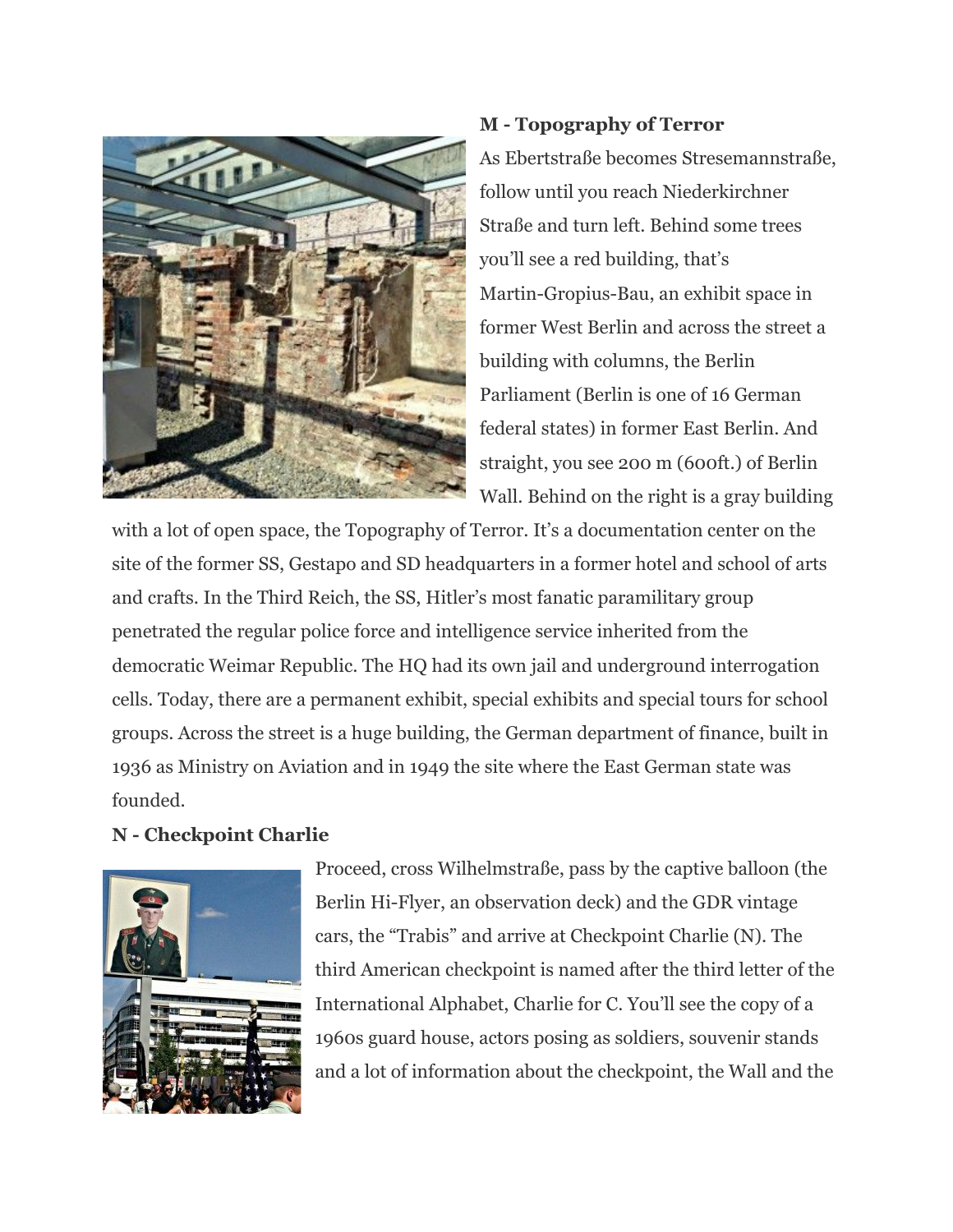**M - Topography of Terror**

As Ebertstraße becomes Stresemannstraße, follow until you reach Niederkirchner Straße and turn left. Behind some trees you'll see a red building, that's Martin-Gropius-Bau, an exhibit space in former West Berlin and across the street a building with columns, the Berlin Parliament (Berlin is one of 16 German federal states) in former East Berlin. And straight, you see 200 m (600ft.) of Berlin Wall. Behind on the right is a gray building with a lot of open space, the Topography of Terror. It's a documentation center on the site of the former SS, Gestapo and SD headquarters in a former hotel and school of arts and crafts. In the Third Reich, the SS, Hitler's most fanatic paramilitary group penetrated the regular police force and intelligence service inherited from the democratic Weimar Republic. The HQ had its own jail and underground interrogation cells. Today, there are a permanent exhibit, special exhibits and special tours for school groups. Across the street is a huge building, the German department of finance, built in 1936 as Ministry on Aviation and in 1949 the site where the East German state was founded.

**N - Checkpoint Charlie**

Proceed, cross Wilhelmstraße, pass by the captive balloon (the Berlin Hi-Flyer, an observation deck) and the GDR vintage cars, the "Trabis" and arrive at Checkpoint Charlie (N). The third American checkpoint is named after the third letter of the International Alphabet, Charlie for C. You'll see the copy of a 1960s guard house, actors posing as soldiers, souvenir stands and a lot of information about the checkpoint, the Wall and the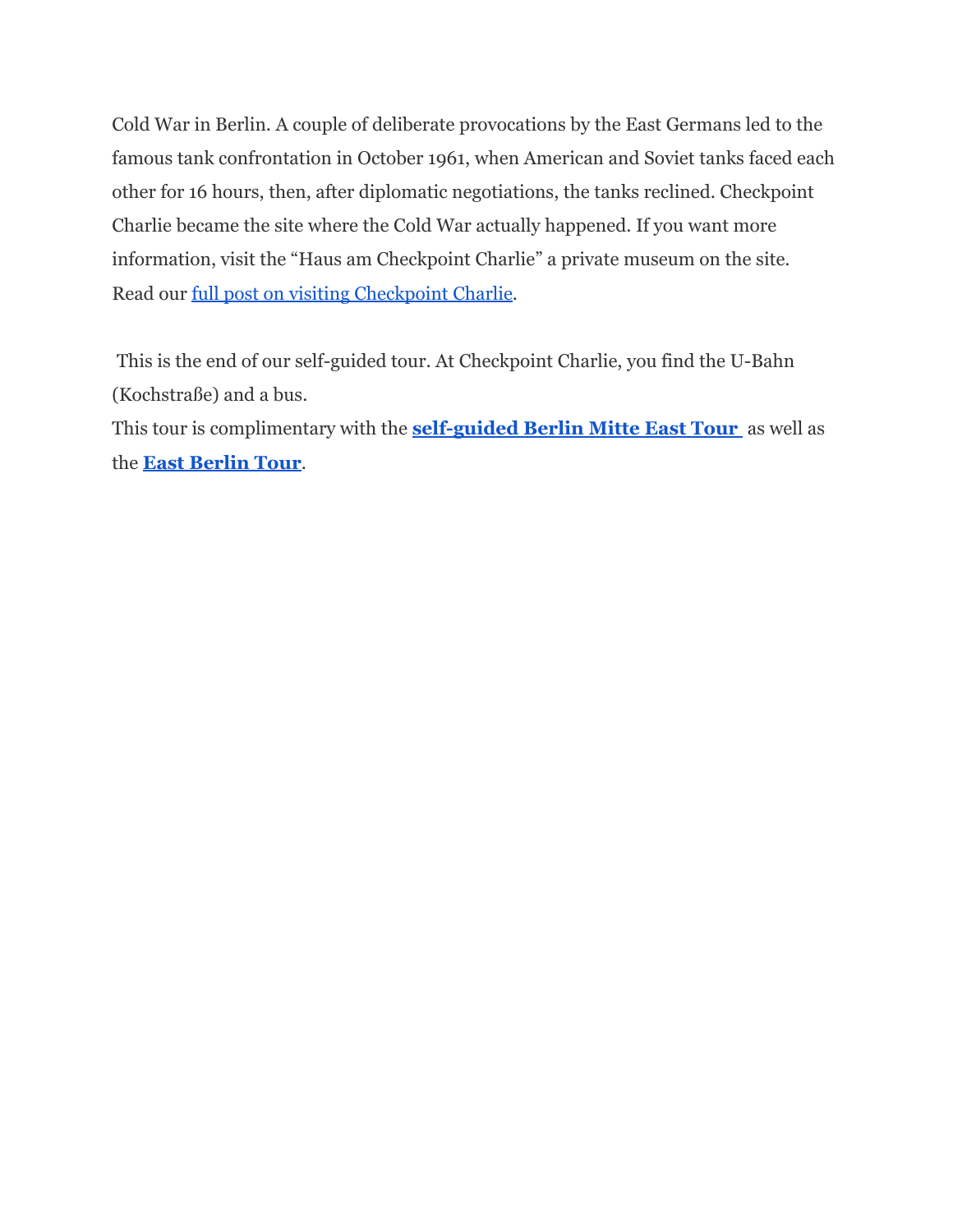Cold War in Berlin. A couple of deliberate provocations by the East Germans led to the famous tank confrontation in October 1961, when American and Soviet tanks faced each other for 16 hours, then, after diplomatic negotiations, the tanks reclined. Checkpoint Charlie became the site where the Cold War actually happened. If you want more information, visit the "Haus am Checkpoint Charlie" a private museum on the site. Read our full post on visiting Checkpoint Charlie.

This is the end of our self-guided tour. At Checkpoint Charlie, you find the U-Bahn (Kochstraße) and a bus.
This tour is complimentary with the **self-guided Berlin Mitte East Tour** as well as the **East Berlin Tour**.